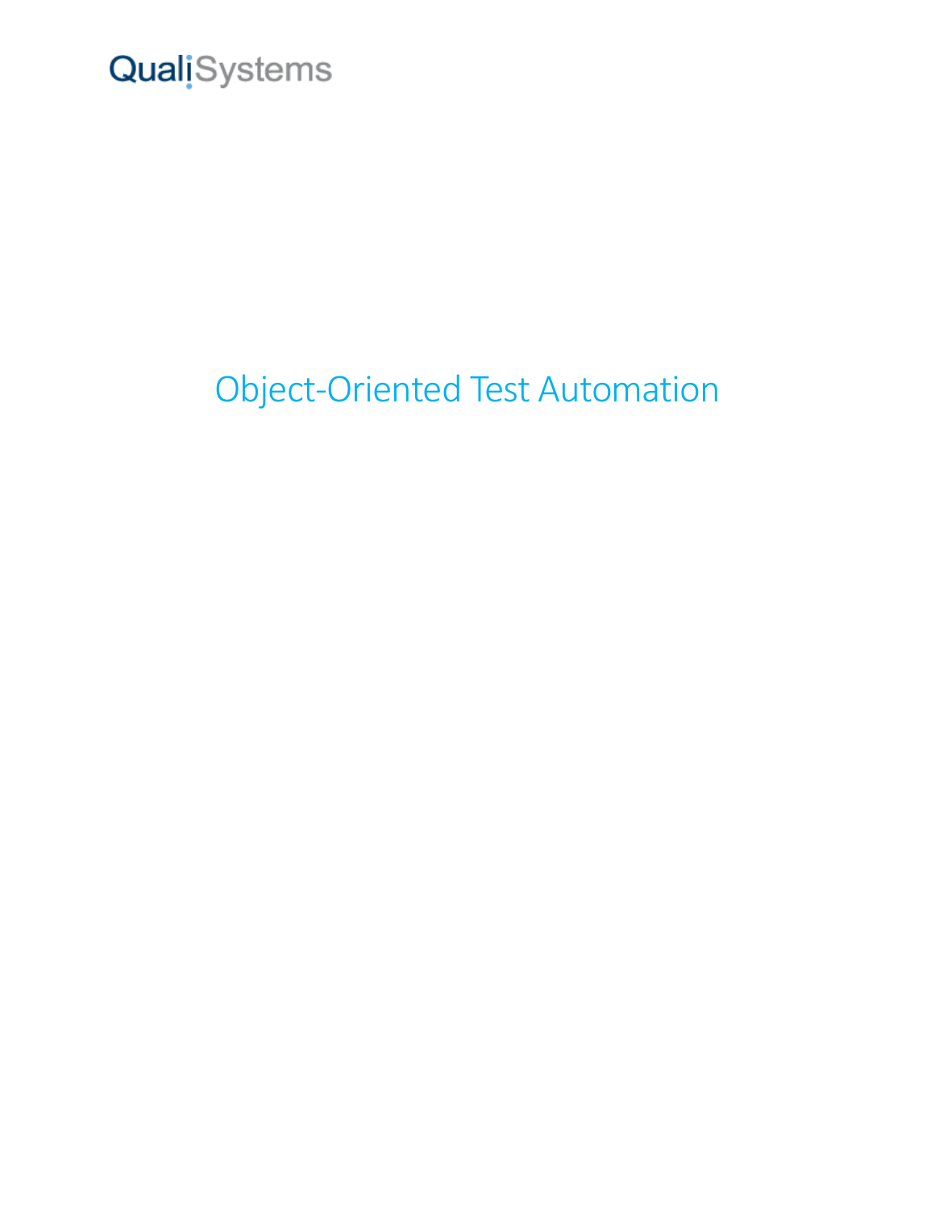QualiSystems

# Object-Oriented Test Automation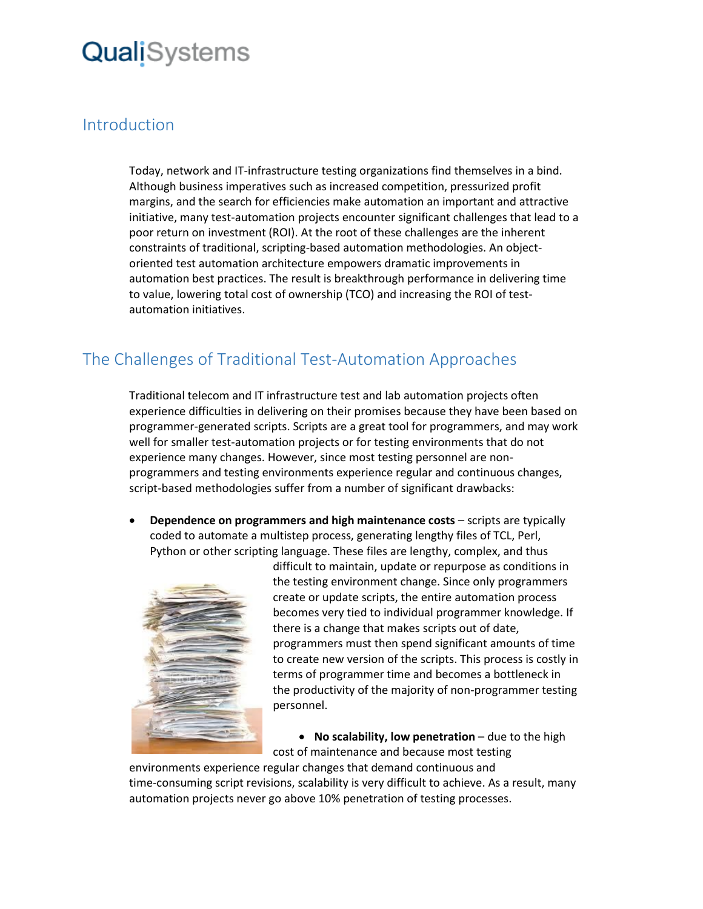## Introduction

Today, network and IT-infrastructure testing organizations find themselves in a bind. Although business imperatives such as increased competition, pressurized profit margins, and the search for efficiencies make automation an important and attractive initiative, many test-automation projects encounter significant challenges that lead to a poor return on investment (ROI). At the root of these challenges are the inherent constraints of traditional, scripting-based automation methodologies. An object-oriented test automation architecture empowers dramatic improvements in automation best practices. The result is breakthrough performance in delivering time to value, lowering total cost of ownership (TCO) and increasing the ROI of test-automation initiatives.

## The Challenges of Traditional Test-Automation Approaches

Traditional telecom and IT infrastructure test and lab automation projects often experience difficulties in delivering on their promises because they have been based on programmer-generated scripts. Scripts are a great tool for programmers, and may work well for smaller test-automation projects or for testing environments that do not experience many changes. However, since most testing personnel are non-programmers and testing environments experience regular and continuous changes, script-based methodologies suffer from a number of significant drawbacks:

- **Dependence on programmers and high maintenance costs** – scripts are typically coded to automate a multistep process, generating lengthy files of TCL, Perl, Python or other scripting language. These files are lengthy, complex, and thus difficult to maintain, update or repurpose as conditions in the testing environment change. Since only programmers create or update scripts, the entire automation process becomes very tied to individual programmer knowledge. If there is a change that makes scripts out of date, programmers must then spend significant amounts of time to create new version of the scripts. This process is costly in terms of programmer time and becomes a bottleneck in the productivity of the majority of non-programmer testing personnel.
- **No scalability, low penetration** – due to the high cost of maintenance and because most testing environments experience regular changes that demand continuous and time-consuming script revisions, scalability is very difficult to achieve. As a result, many automation projects never go above 10% penetration of testing processes.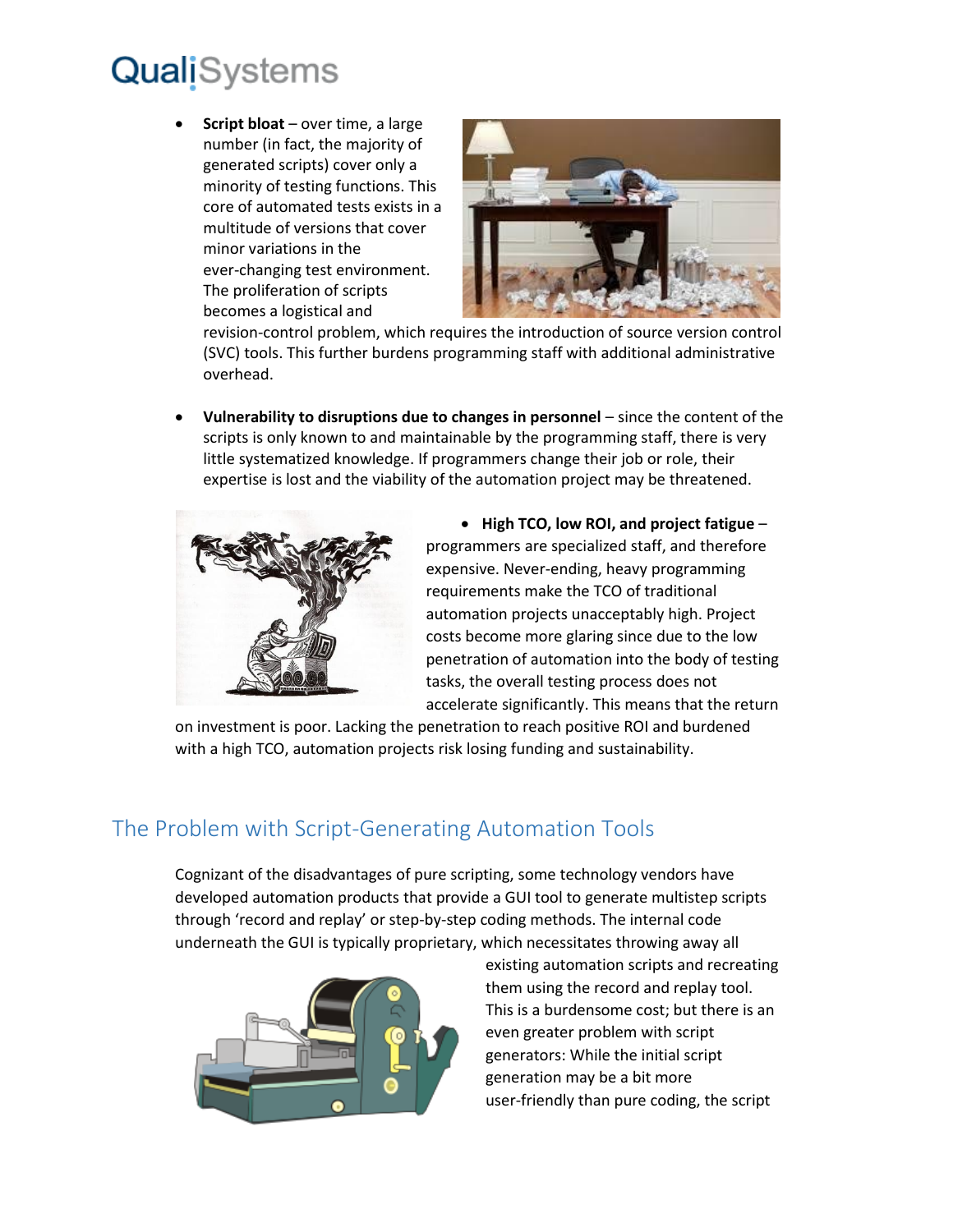- **Script bloat** – over time, a large number (in fact, the majority of generated scripts) cover only a minority of testing functions. This core of automated tests exists in a multitude of versions that cover minor variations in the ever-changing test environment. The proliferation of scripts becomes a logistical and revision-control problem, which requires the introduction of source version control (SVC) tools. This further burdens programming staff with additional administrative overhead.

- **Vulnerability to disruptions due to changes in personnel** – since the content of the scripts is only known to and maintainable by the programming staff, there is very little systematized knowledge. If programmers change their job or role, their expertise is lost and the viability of the automation project may be threatened.

- **High TCO, low ROI, and project fatigue** – programmers are specialized staff, and therefore expensive. Never-ending, heavy programming requirements make the TCO of traditional automation projects unacceptably high. Project costs become more glaring since due to the low penetration of automation into the body of testing tasks, the overall testing process does not accelerate significantly. This means that the return on investment is poor. Lacking the penetration to reach positive ROI and burdened with a high TCO, automation projects risk losing funding and sustainability.

## The Problem with Script-Generating Automation Tools

Cognizant of the disadvantages of pure scripting, some technology vendors have developed automation products that provide a GUI tool to generate multistep scripts through 'record and replay' or step-by-step coding methods. The internal code underneath the GUI is typically proprietary, which necessitates throwing away all existing automation scripts and recreating them using the record and replay tool. This is a burdensome cost; but there is an even greater problem with script generators: While the initial script generation may be a bit more user-friendly than pure coding, the script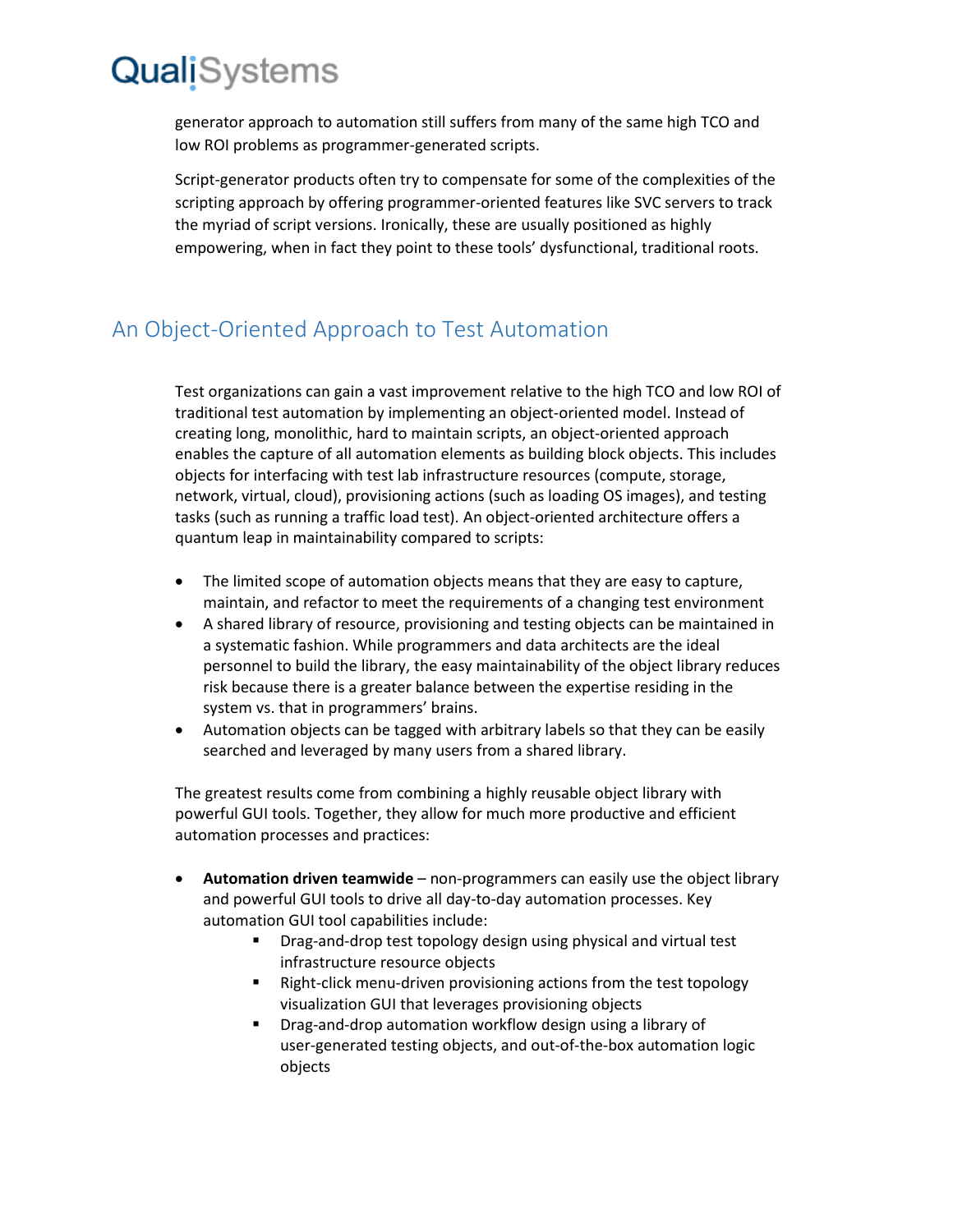generator approach to automation still suffers from many of the same high TCO and low ROI problems as programmer-generated scripts.

Script-generator products often try to compensate for some of the complexities of the scripting approach by offering programmer-oriented features like SVC servers to track the myriad of script versions. Ironically, these are usually positioned as highly empowering, when in fact they point to these tools' dysfunctional, traditional roots.

## An Object-Oriented Approach to Test Automation

Test organizations can gain a vast improvement relative to the high TCO and low ROI of traditional test automation by implementing an object-oriented model. Instead of creating long, monolithic, hard to maintain scripts, an object-oriented approach enables the capture of all automation elements as building block objects. This includes objects for interfacing with test lab infrastructure resources (compute, storage, network, virtual, cloud), provisioning actions (such as loading OS images), and testing tasks (such as running a traffic load test). An object-oriented architecture offers a quantum leap in maintainability compared to scripts:

- The limited scope of automation objects means that they are easy to capture, maintain, and refactor to meet the requirements of a changing test environment
- A shared library of resource, provisioning and testing objects can be maintained in a systematic fashion. While programmers and data architects are the ideal personnel to build the library, the easy maintainability of the object library reduces risk because there is a greater balance between the expertise residing in the system vs. that in programmers' brains.
- Automation objects can be tagged with arbitrary labels so that they can be easily searched and leveraged by many users from a shared library.

The greatest results come from combining a highly reusable object library with powerful GUI tools. Together, they allow for much more productive and efficient automation processes and practices:

- **Automation driven teamwide** – non-programmers can easily use the object library and powerful GUI tools to drive all day-to-day automation processes. Key automation GUI tool capabilities include:
  - Drag-and-drop test topology design using physical and virtual test infrastructure resource objects
  - Right-click menu-driven provisioning actions from the test topology visualization GUI that leverages provisioning objects
  - Drag-and-drop automation workflow design using a library of user-generated testing objects, and out-of-the-box automation logic objects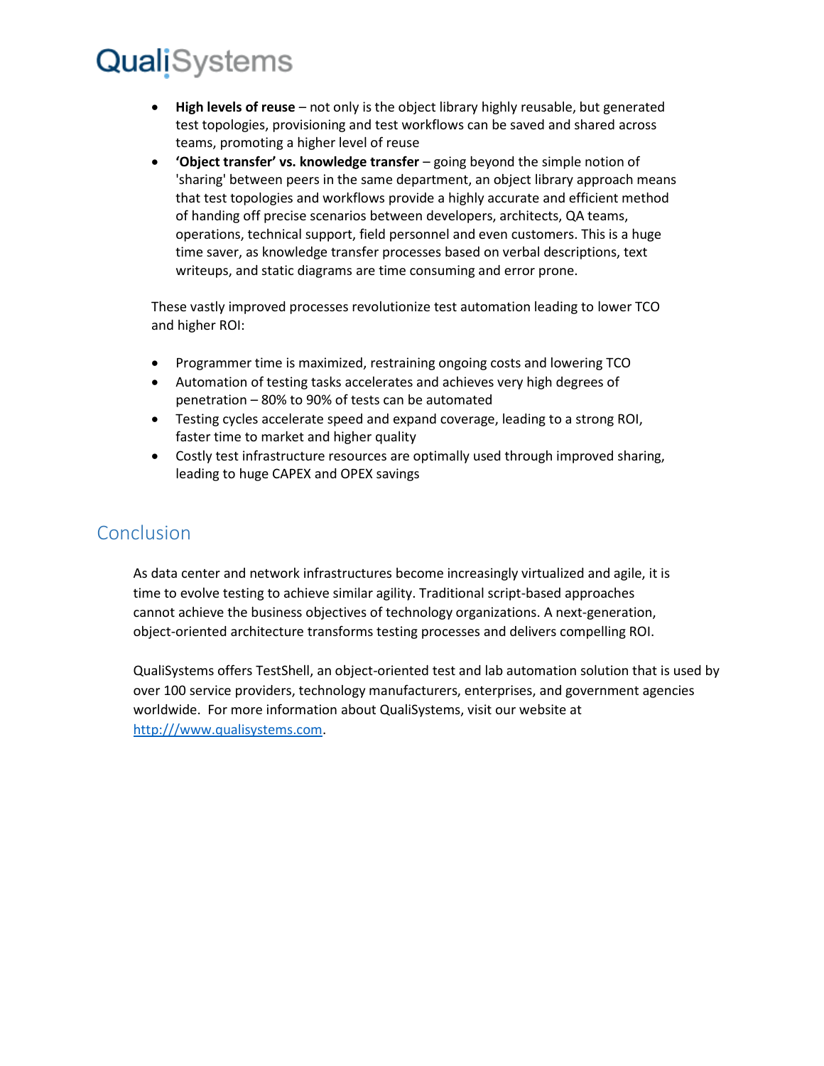- **High levels of reuse** – not only is the object library highly reusable, but generated test topologies, provisioning and test workflows can be saved and shared across teams, promoting a higher level of reuse
- **'Object transfer' vs. knowledge transfer** – going beyond the simple notion of 'sharing' between peers in the same department, an object library approach means that test topologies and workflows provide a highly accurate and efficient method of handing off precise scenarios between developers, architects, QA teams, operations, technical support, field personnel and even customers. This is a huge time saver, as knowledge transfer processes based on verbal descriptions, text writeups, and static diagrams are time consuming and error prone.

These vastly improved processes revolutionize test automation leading to lower TCO and higher ROI:

- Programmer time is maximized, restraining ongoing costs and lowering TCO
- Automation of testing tasks accelerates and achieves very high degrees of penetration – 80% to 90% of tests can be automated
- Testing cycles accelerate speed and expand coverage, leading to a strong ROI, faster time to market and higher quality
- Costly test infrastructure resources are optimally used through improved sharing, leading to huge CAPEX and OPEX savings

## Conclusion

As data center and network infrastructures become increasingly virtualized and agile, it is time to evolve testing to achieve similar agility. Traditional script-based approaches cannot achieve the business objectives of technology organizations. A next-generation, object-oriented architecture transforms testing processes and delivers compelling ROI.

QualiSystems offers TestShell, an object-oriented test and lab automation solution that is used by over 100 service providers, technology manufacturers, enterprises, and government agencies worldwide. For more information about QualiSystems, visit our website at [http://www.qualisystems.com](http://www.qualisystems.com).